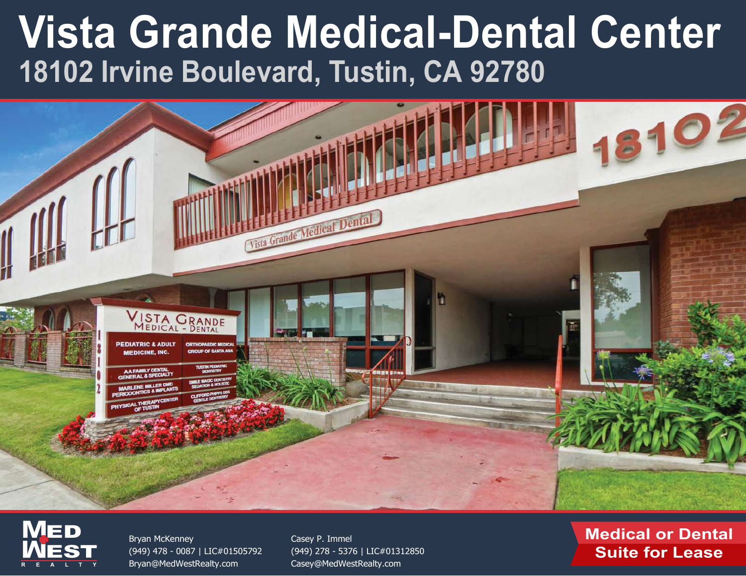# Vista Grande Medical-Dental Center

## 18102 Irvine Boulevard, Tustin, CA 92780

MED WEST REALTY

Bryan McKenney
(949) 478 - 0087 | LIC#01505792
Bryan@MedWestRealty.com

Casey P. Immel
(949) 278 - 5376 | LIC#01312850
Casey@MedWestRealty.com

**Medical or Dental Suite for Lease**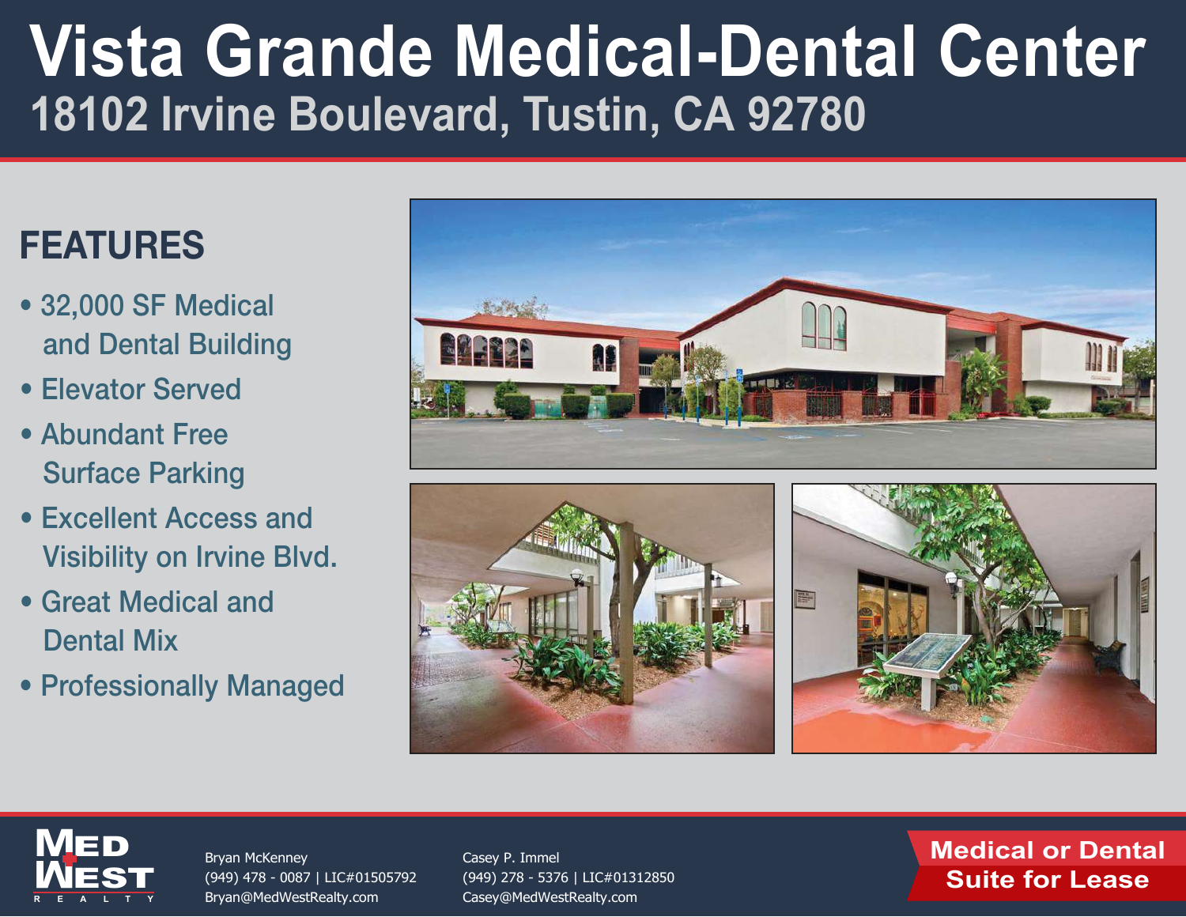# Vista Grande Medical-Dental Center

## 18102 Irvine Boulevard, Tustin, CA 92780

## FEATURES

- 32,000 SF Medical and Dental Building
- Elevator Served
- Abundant Free Surface Parking
- Excellent Access and Visibility on Irvine Blvd.
- Great Medical and Dental Mix
- Professionally Managed

MED WEST REALTY

Bryan McKenney
(949) 478 - 0087 | LIC#01505792
Bryan@MedWestRealty.com

Casey P. Immel
(949) 278 - 5376 | LIC#01312850
Casey@MedWestRealty.com

**Medical or Dental Suite for Lease**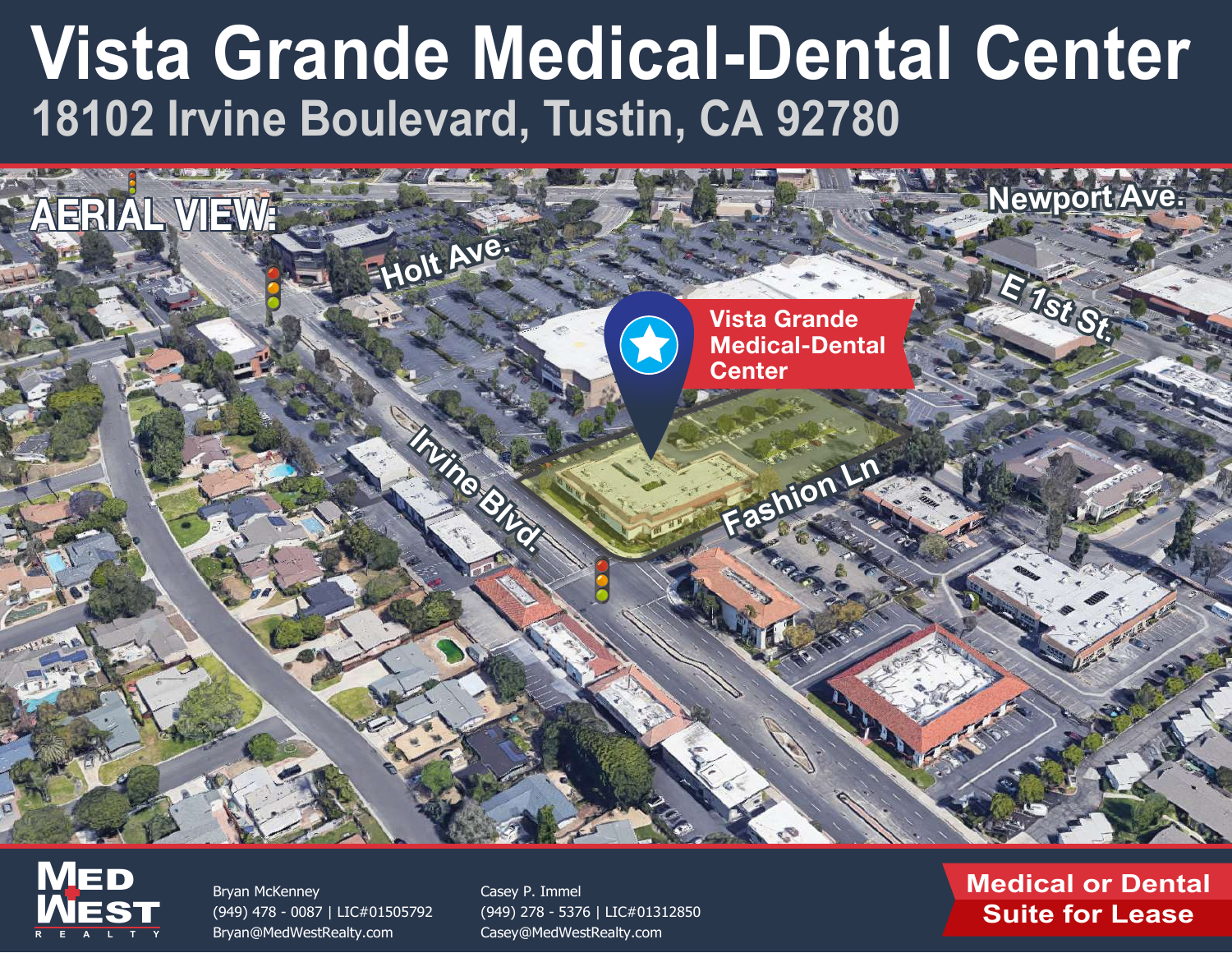# Vista Grande Medical-Dental Center

## 18102 Irvine Boulevard, Tustin, CA 92780

AERIAL VIEW:

Holt Ave.

Newport Ave.

E 1st St.

Vista Grande Medical-Dental Center

Irvine Blvd.

Fashion Ln

Bryan McKenney
(949) 478 - 0087 | LIC#01505792
Bryan@MedWestRealty.com

Casey P. Immel
(949) 278 - 5376 | LIC#01312850
Casey@MedWestRealty.com

**Medical or Dental Suite for Lease**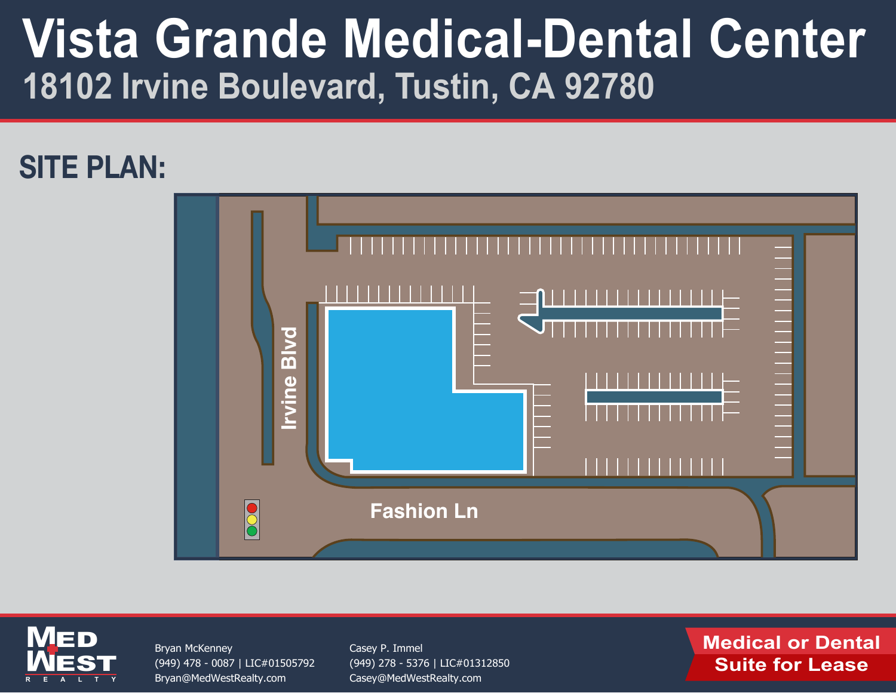# Vista Grande Medical-Dental Center

## 18102 Irvine Boulevard, Tustin, CA 92780

## SITE PLAN:

Irvine Blvd

Fashion Ln

MED WEST REALTY

Bryan McKenney
(949) 478 - 0087 | LIC#01505792
Bryan@MedWestRealty.com

Casey P. Immel
(949) 278 - 5376 | LIC#01312850
Casey@MedWestRealty.com

**Medical or Dental Suite for Lease**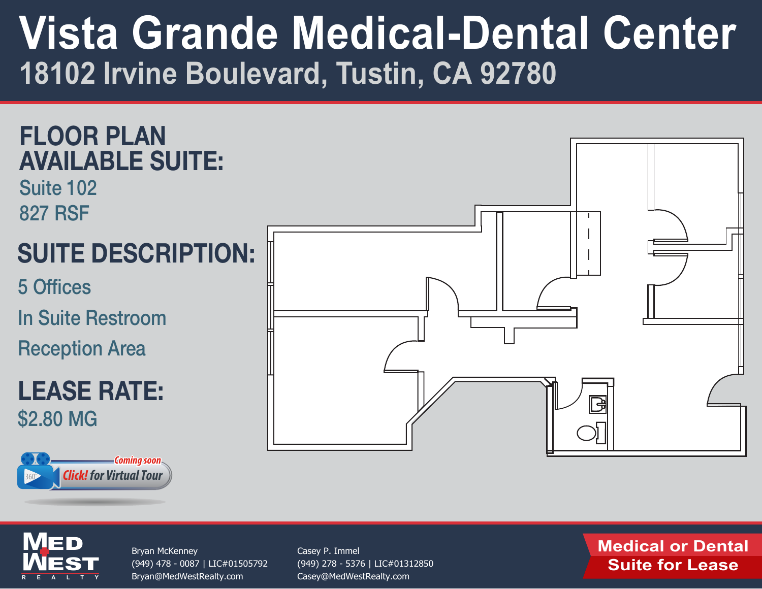# Vista Grande Medical-Dental Center

## 18102 Irvine Boulevard, Tustin, CA 92780

## FLOOR PLAN AVAILABLE SUITE:

Suite 102

827 RSF

## SUITE DESCRIPTION:

5 Offices

In Suite Restroom

Reception Area

## LEASE RATE:

$2.80 MG

Coming soon

Click! for Virtual Tour

MED WEST REALTY

Bryan McKenney
(949) 478 - 0087 | LIC#01505792
Bryan@MedWestRealty.com

Casey P. Immel
(949) 278 - 5376 | LIC#01312850
Casey@MedWestRealty.com

**Medical or Dental Suite for Lease**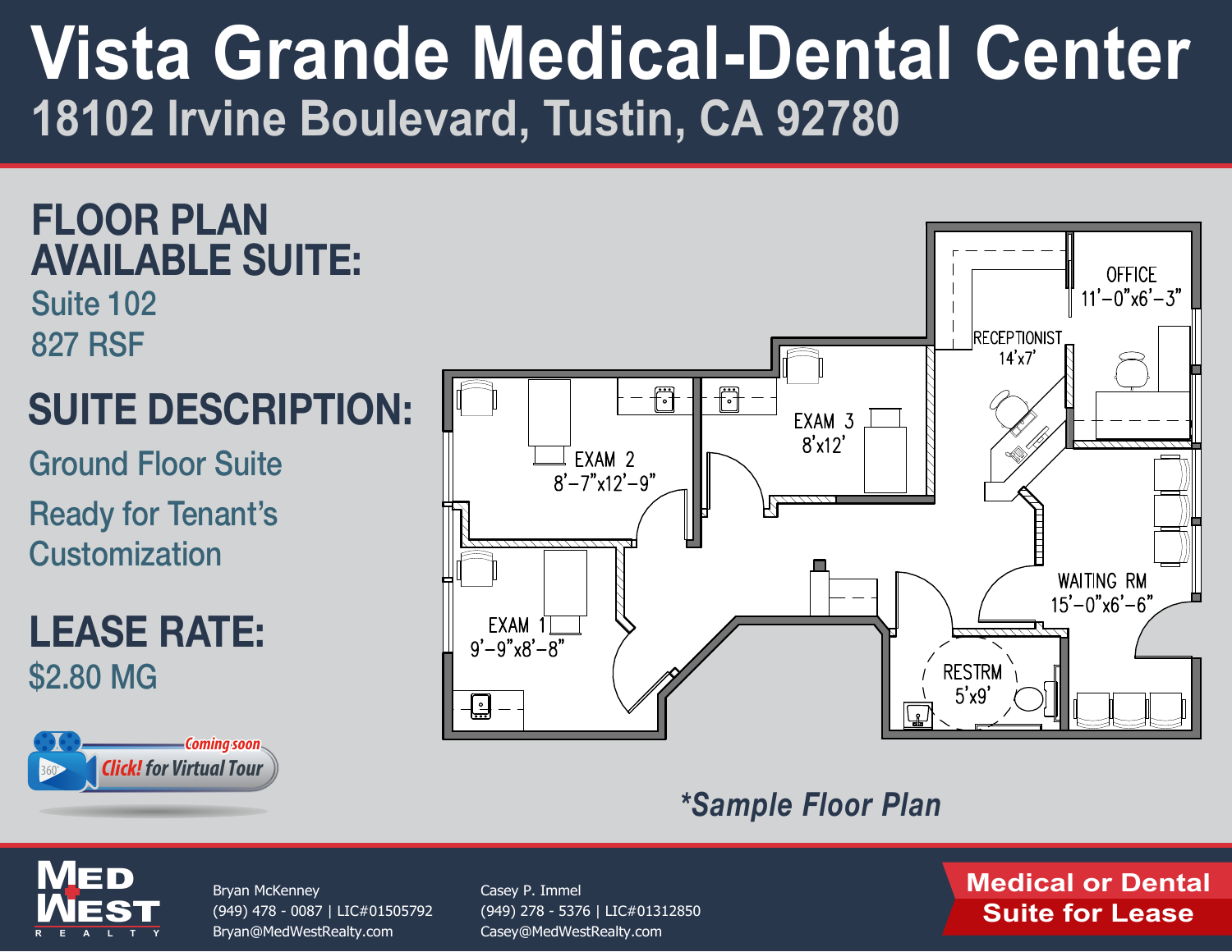# Vista Grande Medical-Dental Center

## 18102 Irvine Boulevard, Tustin, CA 92780

## FLOOR PLAN AVAILABLE SUITE:

Suite 102

827 RSF

## SUITE DESCRIPTION:

Ground Floor Suite

Ready for Tenant's Customization

## LEASE RATE:

$2.80 MG

Coming soon

Click! for Virtual Tour

OFFICE 11'-0"x6'-3"

RECEPTIONIST 14'x7'

EXAM 3 8'x12'

EXAM 2 8'-7"x12'-9"

EXAM 1 9'-9"x8'-8"

WAITING RM 15'-0"x6'-6"

RESTRM 5'x9'

*Sample Floor Plan*

Bryan McKenney
(949) 478 - 0087 | LIC#01505792
Bryan@MedWestRealty.com

Casey P. Immel
(949) 278 - 5376 | LIC#01312850
Casey@MedWestRealty.com

**Medical or Dental Suite for Lease**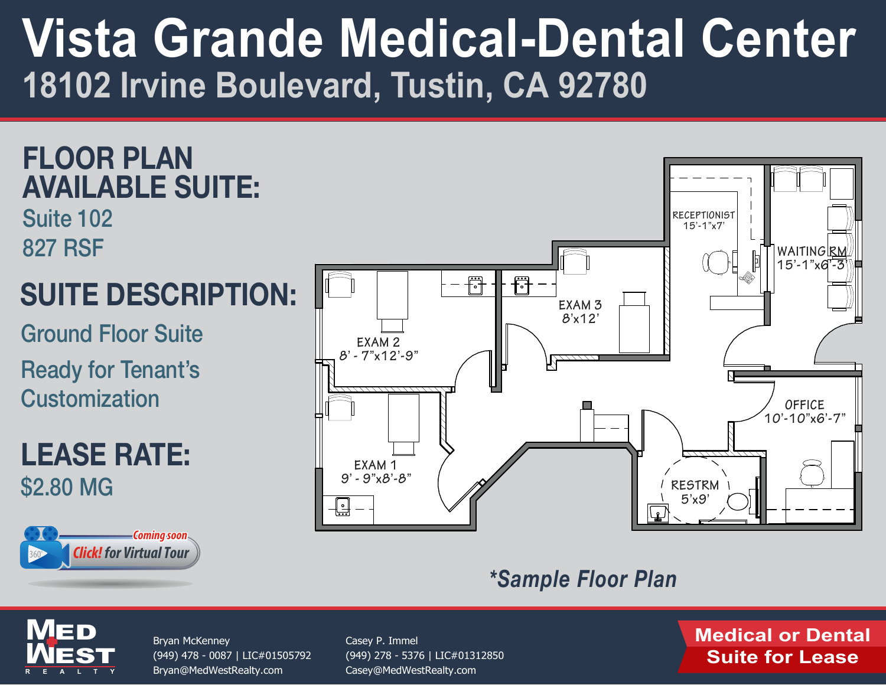# Vista Grande Medical-Dental Center

## 18102 Irvine Boulevard, Tustin, CA 92780

## FLOOR PLAN AVAILABLE SUITE:

Suite 102

827 RSF

## SUITE DESCRIPTION:

Ground Floor Suite

Ready for Tenant's Customization

## LEASE RATE:

$2.80 MG

Coming soon

Click! for Virtual Tour

RECEPTIONIST 15'-1"x7'

WAITING RM 15'-1"x6'-3"

EXAM 3 8'x12'

EXAM 2 8' - 7"x12'-9"

EXAM 1 9' - 9"x8'-8"

OFFICE 10'-10"x6'-7"

RESTRM 5'x9'

*Sample Floor Plan*

MED WEST REALTY

Bryan McKenney
(949) 478 - 0087 | LIC#01505792
Bryan@MedWestRealty.com

Casey P. Immel
(949) 278 - 5376 | LIC#01312850
Casey@MedWestRealty.com

**Medical or Dental Suite for Lease**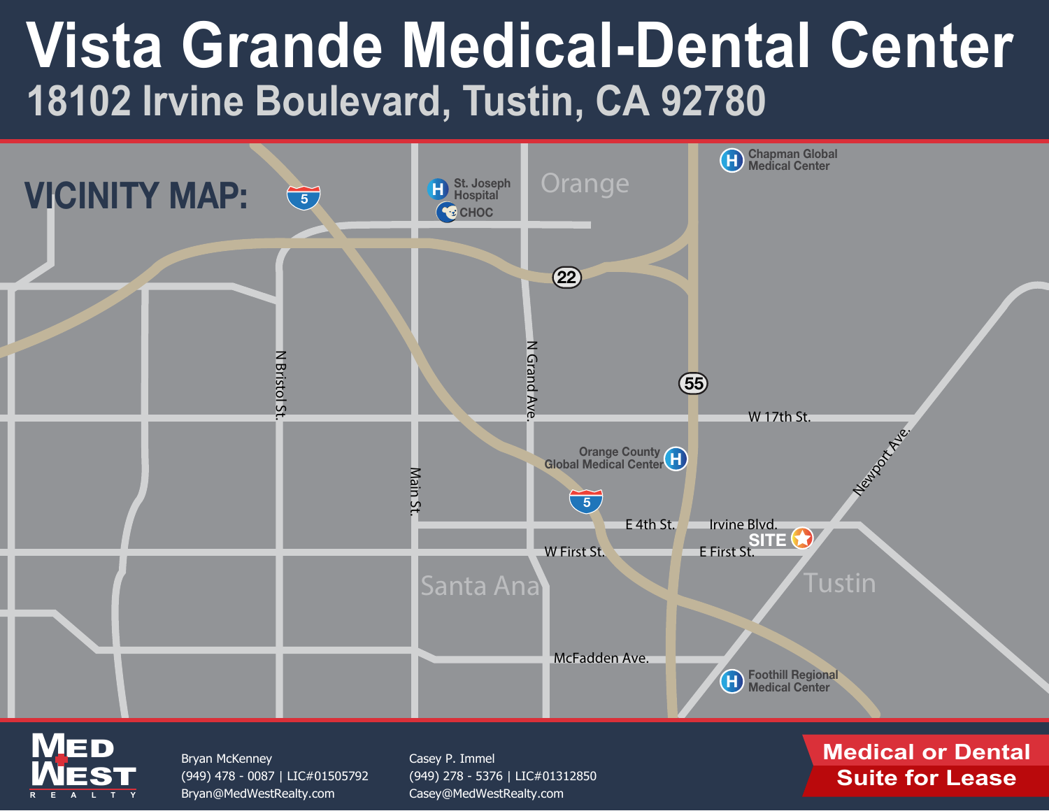# Vista Grande Medical-Dental Center

## 18102 Irvine Boulevard, Tustin, CA 92780

## VICINITY MAP:

5
St. Joseph Hospital
CHOC
Orange
Chapman Global Medical Center
22
55
N Bristol St.
N Grand Ave.
Main St.
W 17th St.
Newport Ave.
Orange County Global Medical Center
5
E 4th St.
Irvine Blvd.
SITE
W First St.
E First St.
Santa Ana
Tustin
McFadden Ave.
Foothill Regional Medical Center

MED WEST REALTY

Bryan McKenney
(949) 478 - 0087 | LIC#01505792
Bryan@MedWestRealty.com

Casey P. Immel
(949) 278 - 5376 | LIC#01312850
Casey@MedWestRealty.com

**Medical or Dental Suite for Lease**